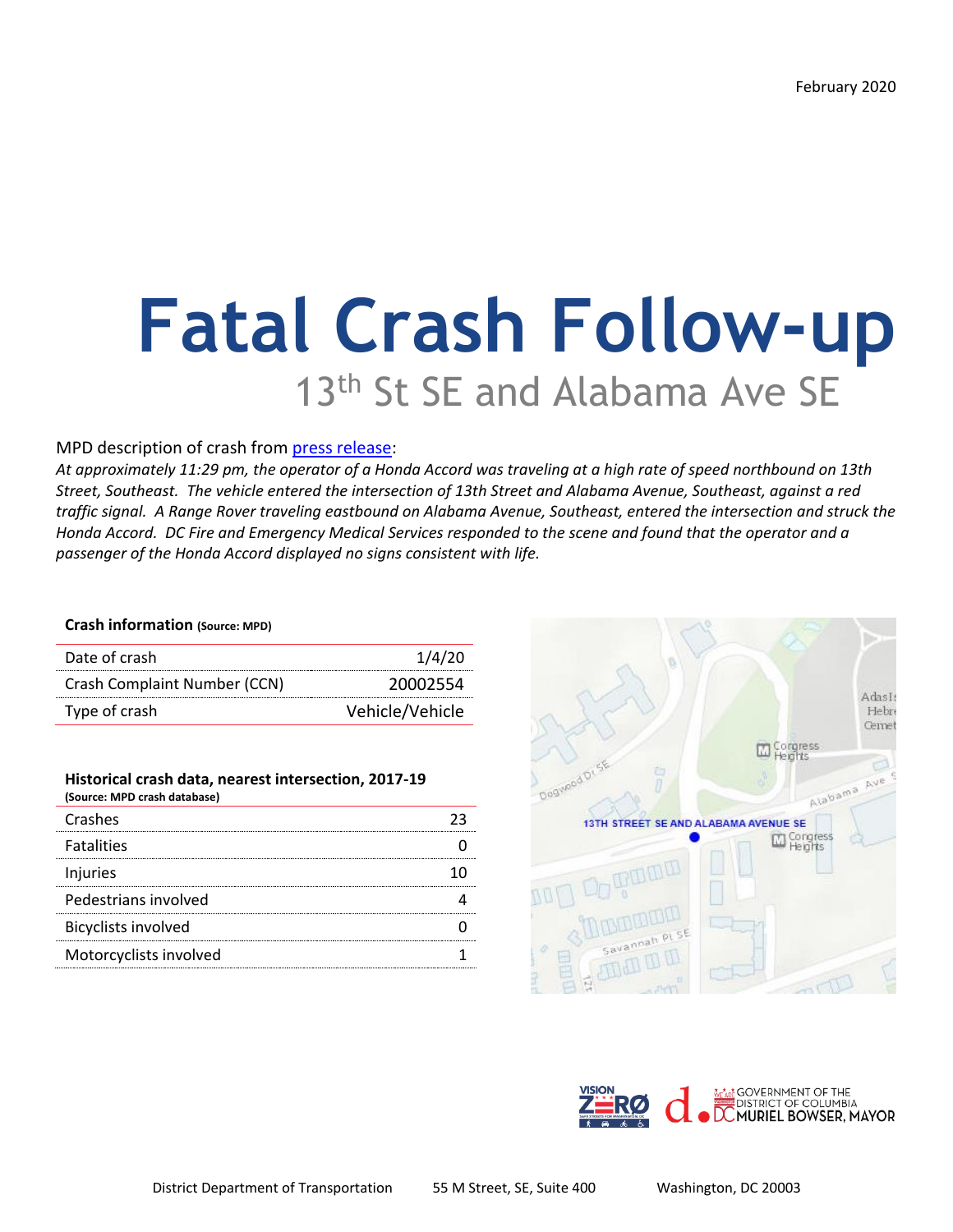February 2020

# Fatal Crash Follow-up

## 13th St SE and Alabama Ave SE

MPD description of crash from [press release](press release):

*At approximately 11:29 pm, the operator of a Honda Accord was traveling at a high rate of speed northbound on 13th Street, Southeast. The vehicle entered the intersection of 13th Street and Alabama Avenue, Southeast, against a red traffic signal. A Range Rover traveling eastbound on Alabama Avenue, Southeast, entered the intersection and struck the Honda Accord. DC Fire and Emergency Medical Services responded to the scene and found that the operator and a passenger of the Honda Accord displayed no signs consistent with life.*

**Crash information (Source: MPD)**

| | |
|---|---|
| Date of crash | 1/4/20 |
| Crash Complaint Number (CCN) | 20002554 |
| Type of crash | Vehicle/Vehicle |

**Historical crash data, nearest intersection, 2017-19**
**(Source: MPD crash database)**

| | |
|---|---|
| Crashes | 23 |
| Fatalities | 0 |
| Injuries | 10 |
| Pedestrians involved | 4 |
| Bicyclists involved | 0 |
| Motorcyclists involved | 1 |

District Department of Transportation 55 M Street, SE, Suite 400 Washington, DC 20003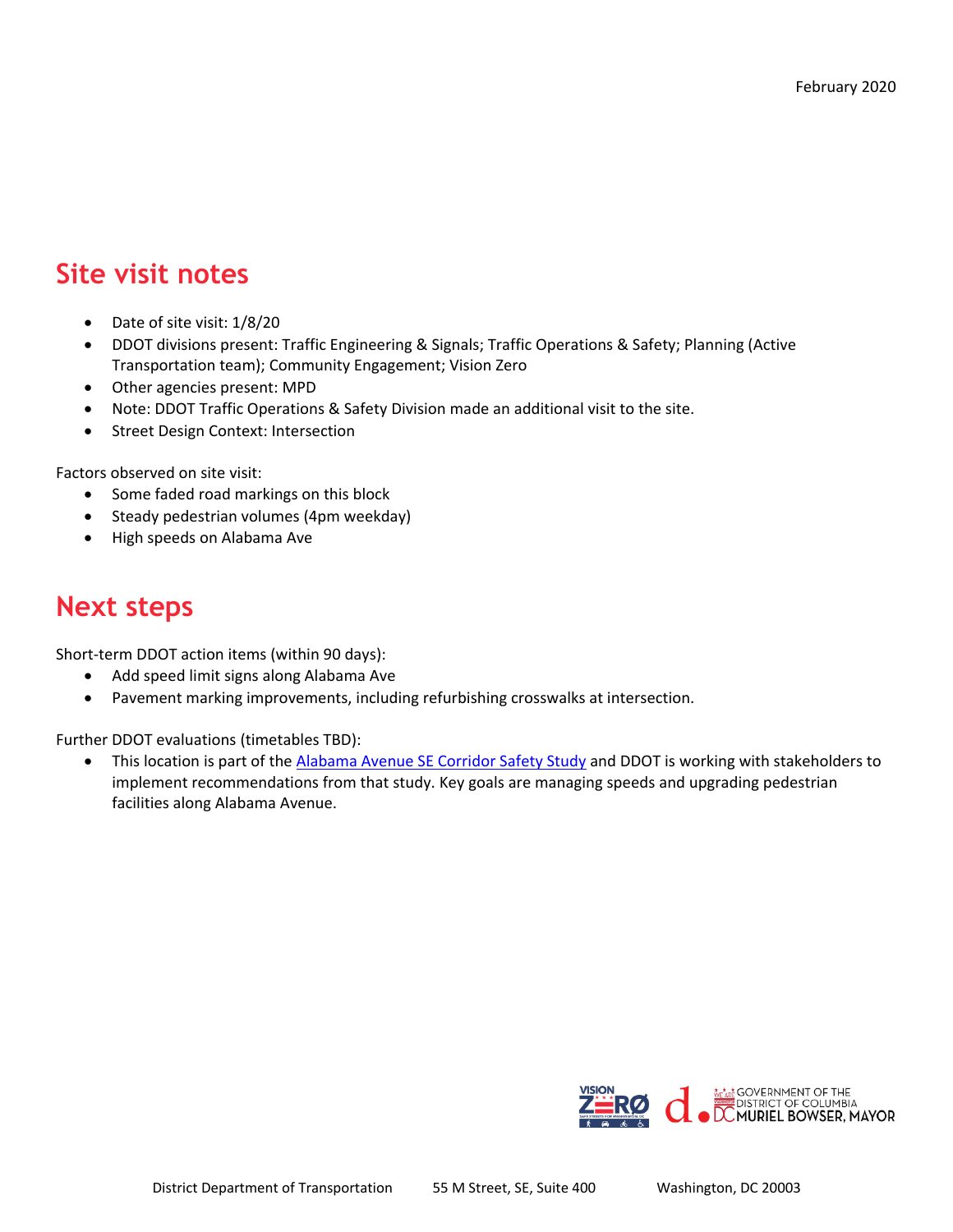February 2020

## Site visit notes

- Date of site visit: 1/8/20
- DDOT divisions present: Traffic Engineering & Signals; Traffic Operations & Safety; Planning (Active Transportation team); Community Engagement; Vision Zero
- Other agencies present: MPD
- Note: DDOT Traffic Operations & Safety Division made an additional visit to the site.
- Street Design Context: Intersection

Factors observed on site visit:

- Some faded road markings on this block
- Steady pedestrian volumes (4pm weekday)
- High speeds on Alabama Ave

## Next steps

Short-term DDOT action items (within 90 days):

- Add speed limit signs along Alabama Ave
- Pavement marking improvements, including refurbishing crosswalks at intersection.

Further DDOT evaluations (timetables TBD):

- This location is part of the Alabama Avenue SE Corridor Safety Study and DDOT is working with stakeholders to implement recommendations from that study. Key goals are managing speeds and upgrading pedestrian facilities along Alabama Avenue.